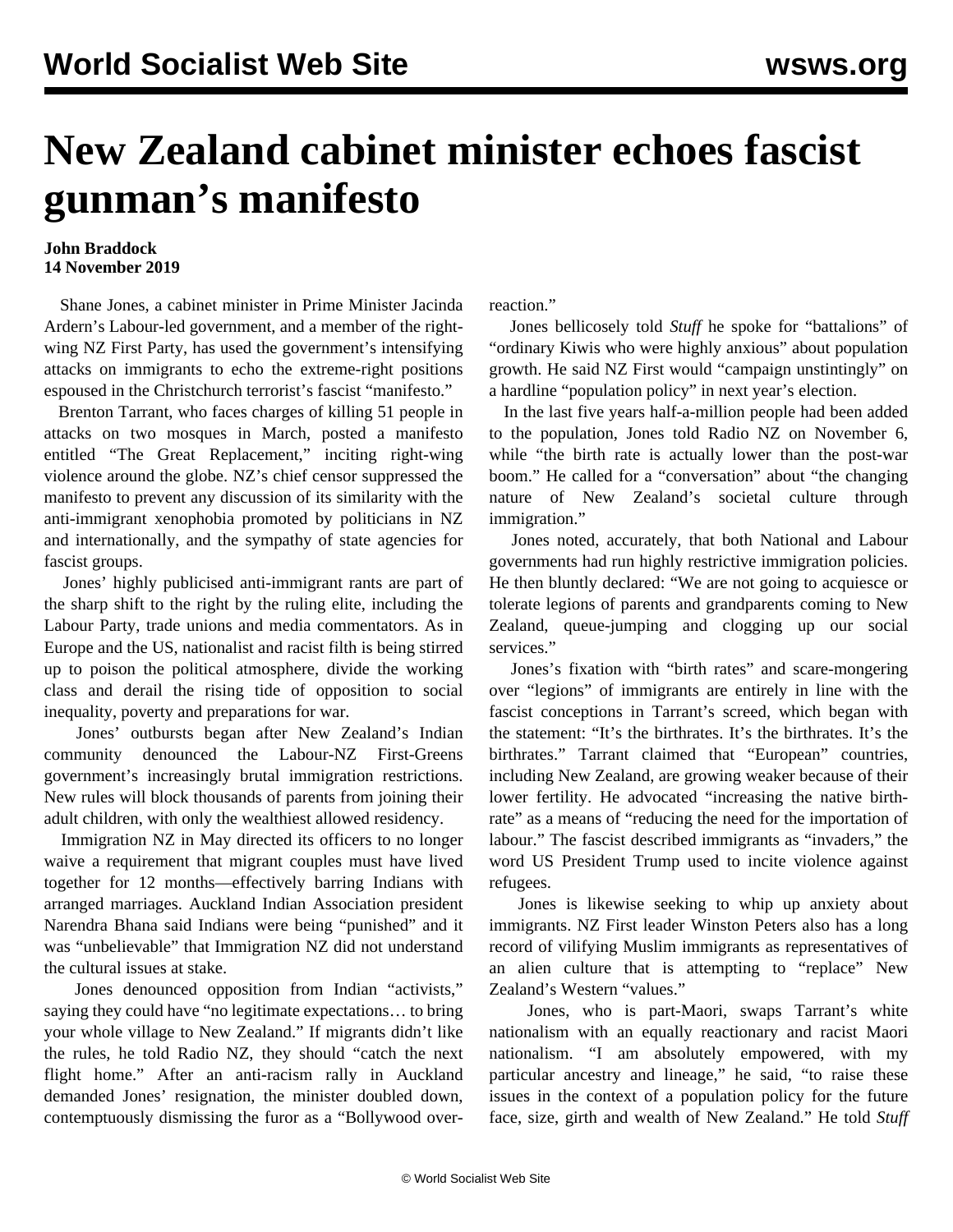# New Zealand cabinet minister echoes fascist gunman's manifesto

**John Braddock**
**14 November 2019**

Shane Jones, a cabinet minister in Prime Minister Jacinda Ardern's Labour-led government, and a member of the right-wing NZ First Party, has used the government's intensifying attacks on immigrants to echo the extreme-right positions espoused in the Christchurch terrorist's fascist "manifesto."

Brenton Tarrant, who faces charges of killing 51 people in attacks on two mosques in March, posted a manifesto entitled "The Great Replacement," inciting right-wing violence around the globe. NZ's chief censor suppressed the manifesto to prevent any discussion of its similarity with the anti-immigrant xenophobia promoted by politicians in NZ and internationally, and the sympathy of state agencies for fascist groups.

Jones' highly publicised anti-immigrant rants are part of the sharp shift to the right by the ruling elite, including the Labour Party, trade unions and media commentators. As in Europe and the US, nationalist and racist filth is being stirred up to poison the political atmosphere, divide the working class and derail the rising tide of opposition to social inequality, poverty and preparations for war.

Jones' outbursts began after New Zealand's Indian community denounced the Labour-NZ First-Greens government's increasingly brutal immigration restrictions. New rules will block thousands of parents from joining their adult children, with only the wealthiest allowed residency.

Immigration NZ in May directed its officers to no longer waive a requirement that migrant couples must have lived together for 12 months—effectively barring Indians with arranged marriages. Auckland Indian Association president Narendra Bhana said Indians were being "punished" and it was "unbelievable" that Immigration NZ did not understand the cultural issues at stake.

Jones denounced opposition from Indian "activists," saying they could have "no legitimate expectations… to bring your whole village to New Zealand." If migrants didn't like the rules, he told Radio NZ, they should "catch the next flight home." After an anti-racism rally in Auckland demanded Jones' resignation, the minister doubled down, contemptuously dismissing the furor as a "Bollywood over-reaction."

Jones bellicosely told *Stuff* he spoke for "battalions" of "ordinary Kiwis who were highly anxious" about population growth. He said NZ First would "campaign unstintingly" on a hardline "population policy" in next year's election.

In the last five years half-a-million people had been added to the population, Jones told Radio NZ on November 6, while "the birth rate is actually lower than the post-war boom." He called for a "conversation" about "the changing nature of New Zealand's societal culture through immigration."

Jones noted, accurately, that both National and Labour governments had run highly restrictive immigration policies. He then bluntly declared: "We are not going to acquiesce or tolerate legions of parents and grandparents coming to New Zealand, queue-jumping and clogging up our social services."

Jones's fixation with "birth rates" and scare-mongering over "legions" of immigrants are entirely in line with the fascist conceptions in Tarrant's screed, which began with the statement: "It's the birthrates. It's the birthrates. It's the birthrates." Tarrant claimed that "European" countries, including New Zealand, are growing weaker because of their lower fertility. He advocated "increasing the native birth-rate" as a means of "reducing the need for the importation of labour." The fascist described immigrants as "invaders," the word US President Trump used to incite violence against refugees.

Jones is likewise seeking to whip up anxiety about immigrants. NZ First leader Winston Peters also has a long record of vilifying Muslim immigrants as representatives of an alien culture that is attempting to "replace" New Zealand's Western "values."

Jones, who is part-Maori, swaps Tarrant's white nationalism with an equally reactionary and racist Maori nationalism. "I am absolutely empowered, with my particular ancestry and lineage," he said, "to raise these issues in the context of a population policy for the future face, size, girth and wealth of New Zealand." He told *Stuff*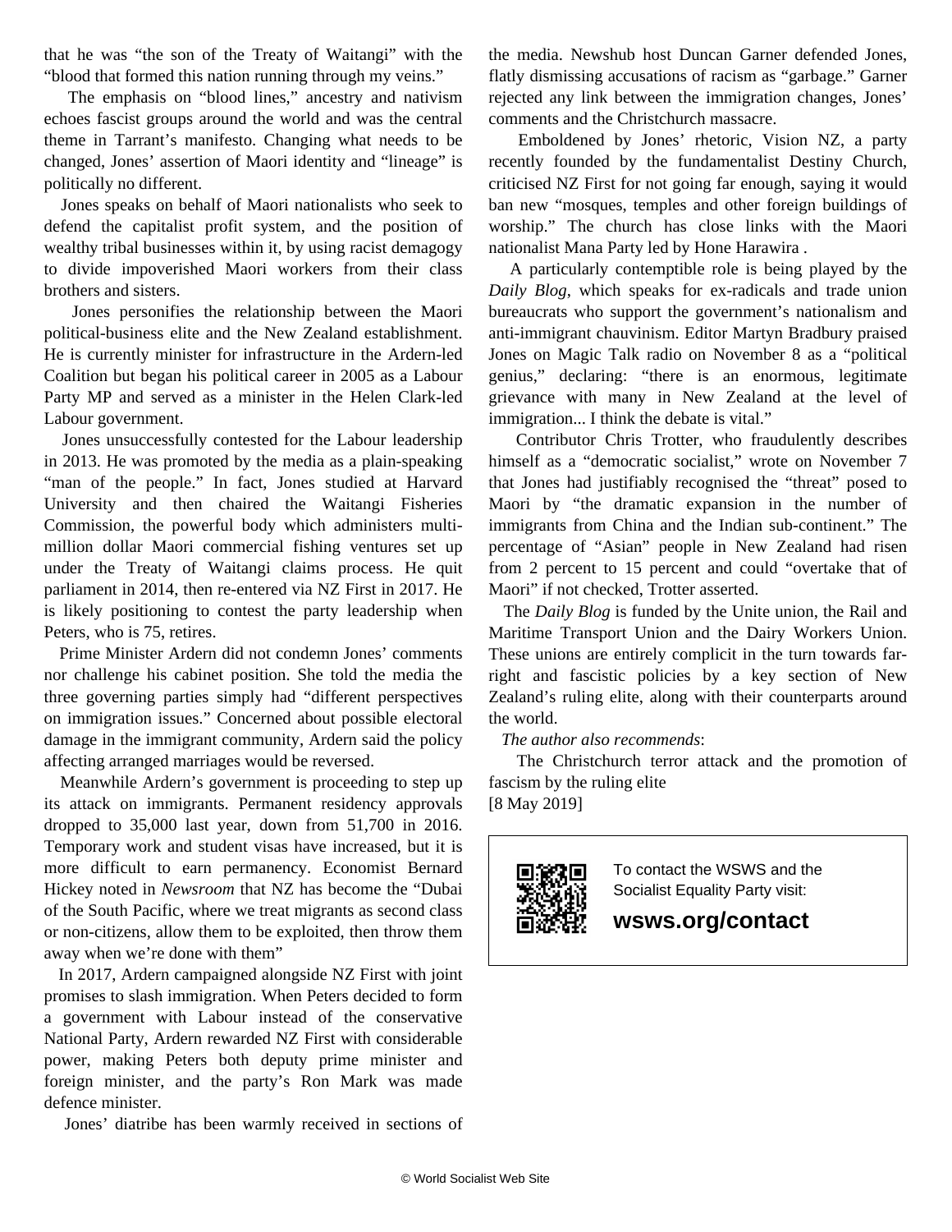that he was "the son of the Treaty of Waitangi" with the "blood that formed this nation running through my veins."

The emphasis on "blood lines," ancestry and nativism echoes fascist groups around the world and was the central theme in Tarrant's manifesto. Changing what needs to be changed, Jones' assertion of Maori identity and "lineage" is politically no different.

Jones speaks on behalf of Maori nationalists who seek to defend the capitalist profit system, and the position of wealthy tribal businesses within it, by using racist demagogy to divide impoverished Maori workers from their class brothers and sisters.

Jones personifies the relationship between the Maori political-business elite and the New Zealand establishment. He is currently minister for infrastructure in the Ardern-led Coalition but began his political career in 2005 as a Labour Party MP and served as a minister in the Helen Clark-led Labour government.

Jones unsuccessfully contested for the Labour leadership in 2013. He was promoted by the media as a plain-speaking "man of the people." In fact, Jones studied at Harvard University and then chaired the Waitangi Fisheries Commission, the powerful body which administers multi-million dollar Maori commercial fishing ventures set up under the Treaty of Waitangi claims process. He quit parliament in 2014, then re-entered via NZ First in 2017. He is likely positioning to contest the party leadership when Peters, who is 75, retires.

Prime Minister Ardern did not condemn Jones' comments nor challenge his cabinet position. She told the media the three governing parties simply had "different perspectives on immigration issues." Concerned about possible electoral damage in the immigrant community, Ardern said the policy affecting arranged marriages would be reversed.

Meanwhile Ardern's government is proceeding to step up its attack on immigrants. Permanent residency approvals dropped to 35,000 last year, down from 51,700 in 2016. Temporary work and student visas have increased, but it is more difficult to earn permanency. Economist Bernard Hickey noted in *Newsroom* that NZ has become the "Dubai of the South Pacific, where we treat migrants as second class or non-citizens, allow them to be exploited, then throw them away when we're done with them"

In 2017, Ardern campaigned alongside NZ First with joint promises to slash immigration. When Peters decided to form a government with Labour instead of the conservative National Party, Ardern rewarded NZ First with considerable power, making Peters both deputy prime minister and foreign minister, and the party's Ron Mark was made defence minister.

Jones' diatribe has been warmly received in sections of the media. Newshub host Duncan Garner defended Jones, flatly dismissing accusations of racism as "garbage." Garner rejected any link between the immigration changes, Jones' comments and the Christchurch massacre.

Emboldened by Jones' rhetoric, Vision NZ, a party recently founded by the fundamentalist Destiny Church, criticised NZ First for not going far enough, saying it would ban new "mosques, temples and other foreign buildings of worship." The church has close links with the Maori nationalist Mana Party led by Hone Harawira .

A particularly contemptible role is being played by the *Daily Blog*, which speaks for ex-radicals and trade union bureaucrats who support the government's nationalism and anti-immigrant chauvinism. Editor Martyn Bradbury praised Jones on Magic Talk radio on November 8 as a "political genius," declaring: "there is an enormous, legitimate grievance with many in New Zealand at the level of immigration... I think the debate is vital."

Contributor Chris Trotter, who fraudulently describes himself as a "democratic socialist," wrote on November 7 that Jones had justifiably recognised the "threat" posed to Maori by "the dramatic expansion in the number of immigrants from China and the Indian sub-continent." The percentage of "Asian" people in New Zealand had risen from 2 percent to 15 percent and could "overtake that of Maori" if not checked, Trotter asserted.

The *Daily Blog* is funded by the Unite union, the Rail and Maritime Transport Union and the Dairy Workers Union. These unions are entirely complicit in the turn towards far-right and fascistic policies by a key section of New Zealand's ruling elite, along with their counterparts around the world.

*The author also recommends*:

The Christchurch terror attack and the promotion of fascism by the ruling elite
[8 May 2019]

To contact the WSWS and the Socialist Equality Party visit:

**wsws.org/contact**